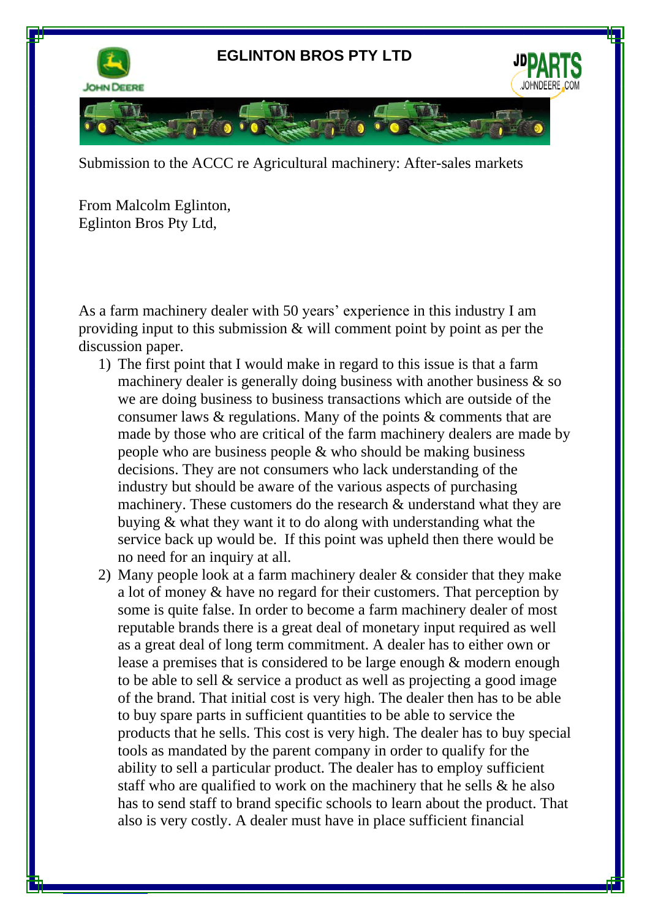# EGLINTON BROS PTY LTD

Submission to the ACCC re Agricultural machinery: After-sales markets

From Malcolm Eglinton,
Eglinton Bros Pty Ltd,

As a farm machinery dealer with 50 years' experience in this industry I am providing input to this submission & will comment point by point as per the discussion paper.

1) The first point that I would make in regard to this issue is that a farm machinery dealer is generally doing business with another business & so we are doing business to business transactions which are outside of the consumer laws & regulations. Many of the points & comments that are made by those who are critical of the farm machinery dealers are made by people who are business people & who should be making business decisions. They are not consumers who lack understanding of the industry but should be aware of the various aspects of purchasing machinery. These customers do the research & understand what they are buying & what they want it to do along with understanding what the service back up would be. If this point was upheld then there would be no need for an inquiry at all.
2) Many people look at a farm machinery dealer & consider that they make a lot of money & have no regard for their customers. That perception by some is quite false. In order to become a farm machinery dealer of most reputable brands there is a great deal of monetary input required as well as a great deal of long term commitment. A dealer has to either own or lease a premises that is considered to be large enough & modern enough to be able to sell & service a product as well as projecting a good image of the brand. That initial cost is very high. The dealer then has to be able to buy spare parts in sufficient quantities to be able to service the products that he sells. This cost is very high. The dealer has to buy special tools as mandated by the parent company in order to qualify for the ability to sell a particular product. The dealer has to employ sufficient staff who are qualified to work on the machinery that he sells & he also has to send staff to brand specific schools to learn about the product. That also is very costly. A dealer must have in place sufficient financial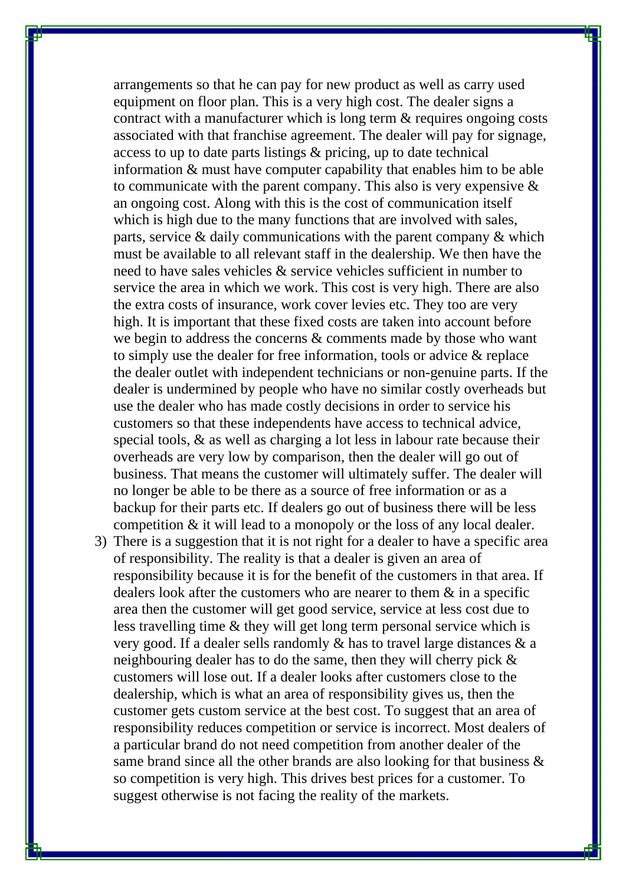arrangements so that he can pay for new product as well as carry used equipment on floor plan. This is a very high cost. The dealer signs a contract with a manufacturer which is long term & requires ongoing costs associated with that franchise agreement. The dealer will pay for signage, access to up to date parts listings & pricing, up to date technical information & must have computer capability that enables him to be able to communicate with the parent company. This also is very expensive & an ongoing cost. Along with this is the cost of communication itself which is high due to the many functions that are involved with sales, parts, service & daily communications with the parent company & which must be available to all relevant staff in the dealership. We then have the need to have sales vehicles & service vehicles sufficient in number to service the area in which we work. This cost is very high. There are also the extra costs of insurance, work cover levies etc. They too are very high. It is important that these fixed costs are taken into account before we begin to address the concerns & comments made by those who want to simply use the dealer for free information, tools or advice & replace the dealer outlet with independent technicians or non-genuine parts. If the dealer is undermined by people who have no similar costly overheads but use the dealer who has made costly decisions in order to service his customers so that these independents have access to technical advice, special tools, & as well as charging a lot less in labour rate because their overheads are very low by comparison, then the dealer will go out of business. That means the customer will ultimately suffer. The dealer will no longer be able to be there as a source of free information or as a backup for their parts etc. If dealers go out of business there will be less competition & it will lead to a monopoly or the loss of any local dealer.

3) There is a suggestion that it is not right for a dealer to have a specific area of responsibility. The reality is that a dealer is given an area of responsibility because it is for the benefit of the customers in that area. If dealers look after the customers who are nearer to them & in a specific area then the customer will get good service, service at less cost due to less travelling time & they will get long term personal service which is very good. If a dealer sells randomly & has to travel large distances & a neighbouring dealer has to do the same, then they will cherry pick & customers will lose out. If a dealer looks after customers close to the dealership, which is what an area of responsibility gives us, then the customer gets custom service at the best cost. To suggest that an area of responsibility reduces competition or service is incorrect. Most dealers of a particular brand do not need competition from another dealer of the same brand since all the other brands are also looking for that business & so competition is very high. This drives best prices for a customer. To suggest otherwise is not facing the reality of the markets.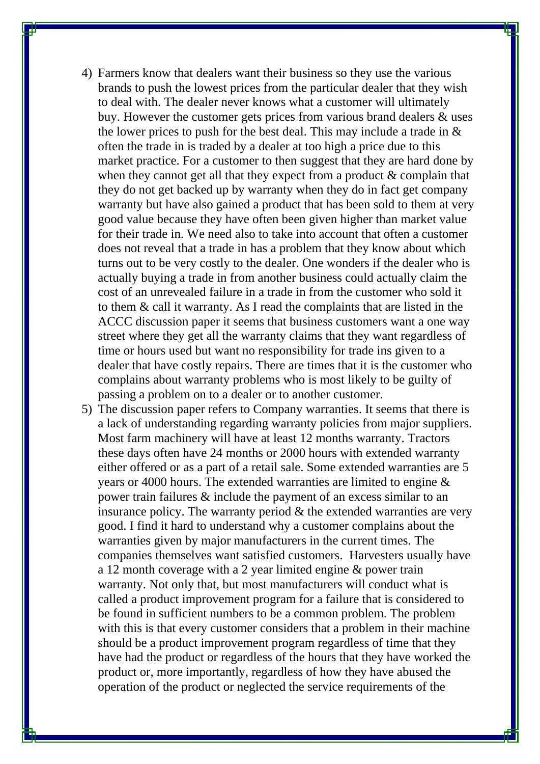4) Farmers know that dealers want their business so they use the various brands to push the lowest prices from the particular dealer that they wish to deal with. The dealer never knows what a customer will ultimately buy. However the customer gets prices from various brand dealers & uses the lower prices to push for the best deal. This may include a trade in & often the trade in is traded by a dealer at too high a price due to this market practice. For a customer to then suggest that they are hard done by when they cannot get all that they expect from a product & complain that they do not get backed up by warranty when they do in fact get company warranty but have also gained a product that has been sold to them at very good value because they have often been given higher than market value for their trade in. We need also to take into account that often a customer does not reveal that a trade in has a problem that they know about which turns out to be very costly to the dealer. One wonders if the dealer who is actually buying a trade in from another business could actually claim the cost of an unrevealed failure in a trade in from the customer who sold it to them & call it warranty. As I read the complaints that are listed in the ACCC discussion paper it seems that business customers want a one way street where they get all the warranty claims that they want regardless of time or hours used but want no responsibility for trade ins given to a dealer that have costly repairs. There are times that it is the customer who complains about warranty problems who is most likely to be guilty of passing a problem on to a dealer or to another customer.
5) The discussion paper refers to Company warranties. It seems that there is a lack of understanding regarding warranty policies from major suppliers. Most farm machinery will have at least 12 months warranty. Tractors these days often have 24 months or 2000 hours with extended warranty either offered or as a part of a retail sale. Some extended warranties are 5 years or 4000 hours. The extended warranties are limited to engine & power train failures & include the payment of an excess similar to an insurance policy. The warranty period & the extended warranties are very good. I find it hard to understand why a customer complains about the warranties given by major manufacturers in the current times. The companies themselves want satisfied customers. Harvesters usually have a 12 month coverage with a 2 year limited engine & power train warranty. Not only that, but most manufacturers will conduct what is called a product improvement program for a failure that is considered to be found in sufficient numbers to be a common problem. The problem with this is that every customer considers that a problem in their machine should be a product improvement program regardless of time that they have had the product or regardless of the hours that they have worked the product or, more importantly, regardless of how they have abused the operation of the product or neglected the service requirements of the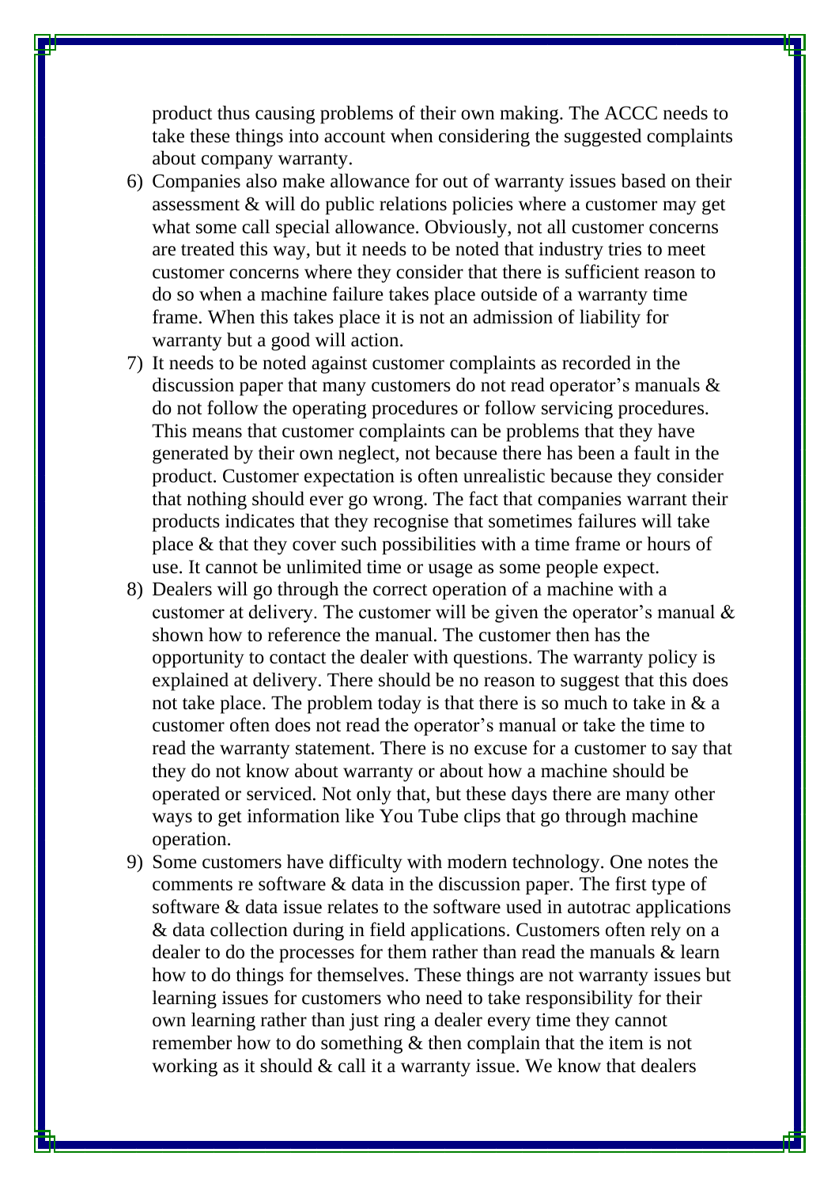product thus causing problems of their own making. The ACCC needs to take these things into account when considering the suggested complaints about company warranty.

6) Companies also make allowance for out of warranty issues based on their assessment & will do public relations policies where a customer may get what some call special allowance. Obviously, not all customer concerns are treated this way, but it needs to be noted that industry tries to meet customer concerns where they consider that there is sufficient reason to do so when a machine failure takes place outside of a warranty time frame. When this takes place it is not an admission of liability for warranty but a good will action.
7) It needs to be noted against customer complaints as recorded in the discussion paper that many customers do not read operator's manuals & do not follow the operating procedures or follow servicing procedures. This means that customer complaints can be problems that they have generated by their own neglect, not because there has been a fault in the product. Customer expectation is often unrealistic because they consider that nothing should ever go wrong. The fact that companies warrant their products indicates that they recognise that sometimes failures will take place & that they cover such possibilities with a time frame or hours of use. It cannot be unlimited time or usage as some people expect.
8) Dealers will go through the correct operation of a machine with a customer at delivery. The customer will be given the operator's manual & shown how to reference the manual. The customer then has the opportunity to contact the dealer with questions. The warranty policy is explained at delivery. There should be no reason to suggest that this does not take place. The problem today is that there is so much to take in & a customer often does not read the operator's manual or take the time to read the warranty statement. There is no excuse for a customer to say that they do not know about warranty or about how a machine should be operated or serviced. Not only that, but these days there are many other ways to get information like You Tube clips that go through machine operation.
9) Some customers have difficulty with modern technology. One notes the comments re software & data in the discussion paper. The first type of software & data issue relates to the software used in autotrac applications & data collection during in field applications. Customers often rely on a dealer to do the processes for them rather than read the manuals & learn how to do things for themselves. These things are not warranty issues but learning issues for customers who need to take responsibility for their own learning rather than just ring a dealer every time they cannot remember how to do something & then complain that the item is not working as it should & call it a warranty issue. We know that dealers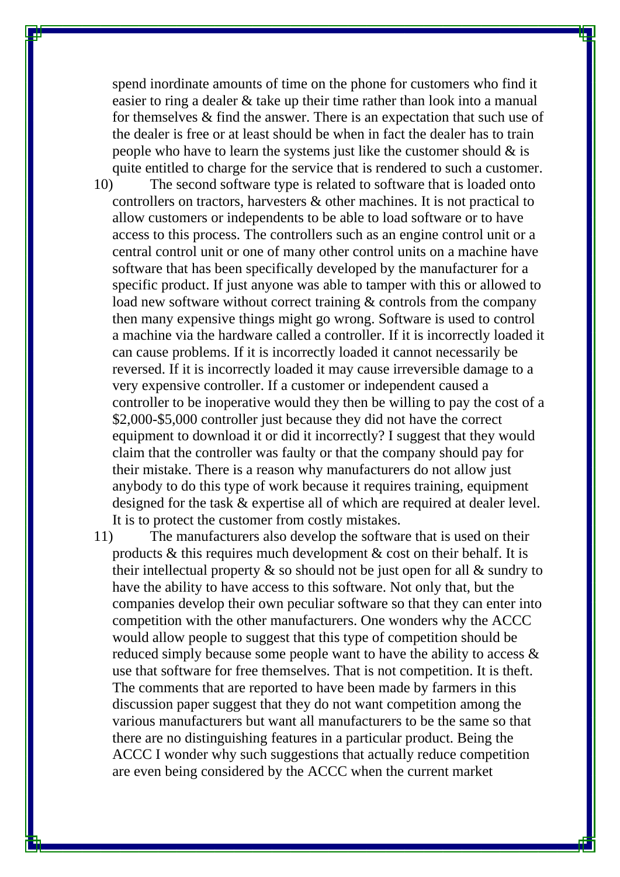spend inordinate amounts of time on the phone for customers who find it easier to ring a dealer & take up their time rather than look into a manual for themselves & find the answer. There is an expectation that such use of the dealer is free or at least should be when in fact the dealer has to train people who have to learn the systems just like the customer should & is quite entitled to charge for the service that is rendered to such a customer.

10) The second software type is related to software that is loaded onto controllers on tractors, harvesters & other machines. It is not practical to allow customers or independents to be able to load software or to have access to this process. The controllers such as an engine control unit or a central control unit or one of many other control units on a machine have software that has been specifically developed by the manufacturer for a specific product. If just anyone was able to tamper with this or allowed to load new software without correct training & controls from the company then many expensive things might go wrong. Software is used to control a machine via the hardware called a controller. If it is incorrectly loaded it can cause problems. If it is incorrectly loaded it cannot necessarily be reversed. If it is incorrectly loaded it may cause irreversible damage to a very expensive controller. If a customer or independent caused a controller to be inoperative would they then be willing to pay the cost of a $2,000-$5,000 controller just because they did not have the correct equipment to download it or did it incorrectly? I suggest that they would claim that the controller was faulty or that the company should pay for their mistake. There is a reason why manufacturers do not allow just anybody to do this type of work because it requires training, equipment designed for the task & expertise all of which are required at dealer level. It is to protect the customer from costly mistakes.

11) The manufacturers also develop the software that is used on their products & this requires much development & cost on their behalf. It is their intellectual property & so should not be just open for all & sundry to have the ability to have access to this software. Not only that, but the companies develop their own peculiar software so that they can enter into competition with the other manufacturers. One wonders why the ACCC would allow people to suggest that this type of competition should be reduced simply because some people want to have the ability to access & use that software for free themselves. That is not competition. It is theft. The comments that are reported to have been made by farmers in this discussion paper suggest that they do not want competition among the various manufacturers but want all manufacturers to be the same so that there are no distinguishing features in a particular product. Being the ACCC I wonder why such suggestions that actually reduce competition are even being considered by the ACCC when the current market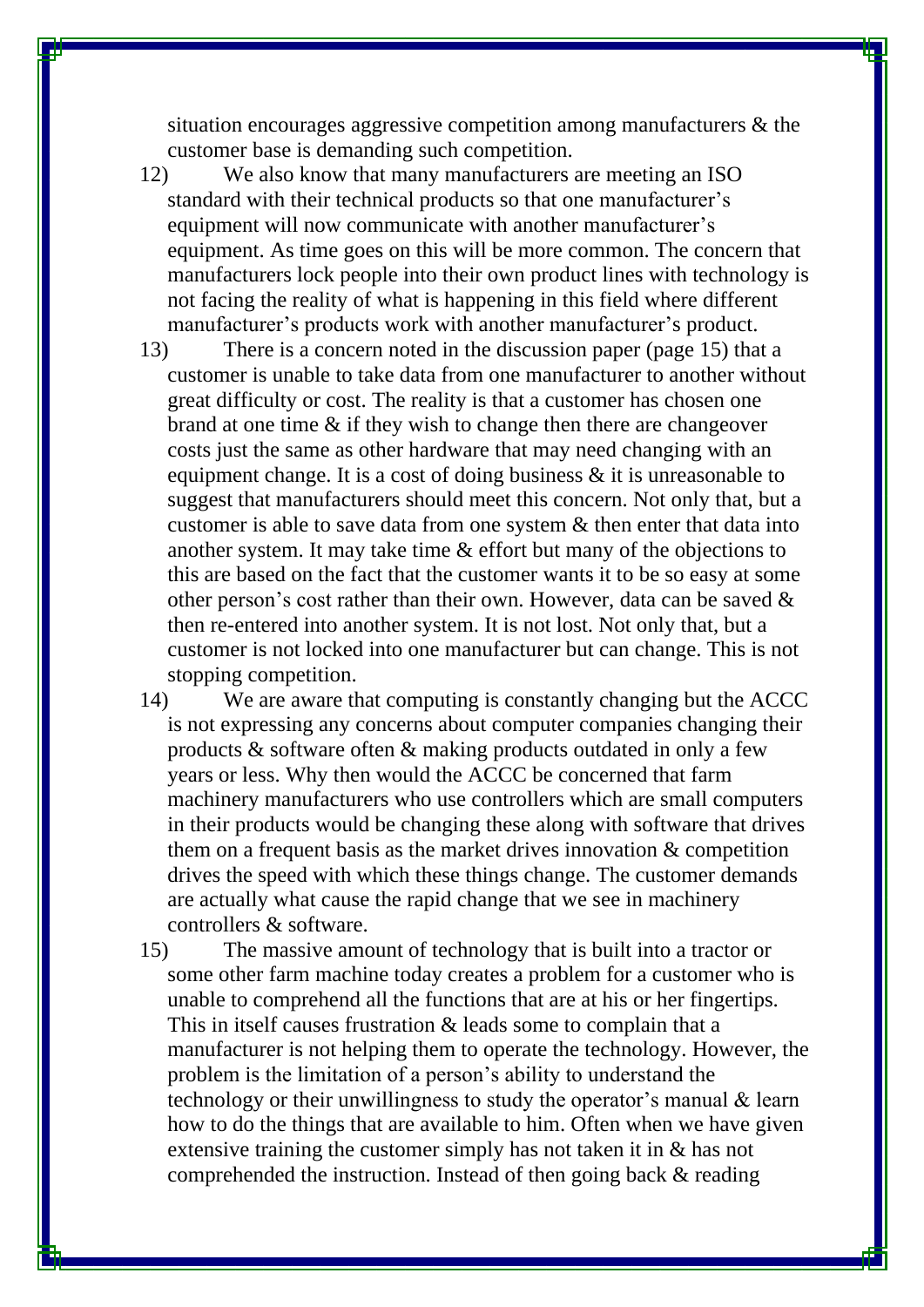situation encourages aggressive competition among manufacturers & the customer base is demanding such competition.

12) We also know that many manufacturers are meeting an ISO standard with their technical products so that one manufacturer's equipment will now communicate with another manufacturer's equipment. As time goes on this will be more common. The concern that manufacturers lock people into their own product lines with technology is not facing the reality of what is happening in this field where different manufacturer's products work with another manufacturer's product.

13) There is a concern noted in the discussion paper (page 15) that a customer is unable to take data from one manufacturer to another without great difficulty or cost. The reality is that a customer has chosen one brand at one time & if they wish to change then there are changeover costs just the same as other hardware that may need changing with an equipment change. It is a cost of doing business & it is unreasonable to suggest that manufacturers should meet this concern. Not only that, but a customer is able to save data from one system & then enter that data into another system. It may take time & effort but many of the objections to this are based on the fact that the customer wants it to be so easy at some other person's cost rather than their own. However, data can be saved & then re-entered into another system. It is not lost. Not only that, but a customer is not locked into one manufacturer but can change. This is not stopping competition.

14) We are aware that computing is constantly changing but the ACCC is not expressing any concerns about computer companies changing their products & software often & making products outdated in only a few years or less. Why then would the ACCC be concerned that farm machinery manufacturers who use controllers which are small computers in their products would be changing these along with software that drives them on a frequent basis as the market drives innovation & competition drives the speed with which these things change. The customer demands are actually what cause the rapid change that we see in machinery controllers & software.

15) The massive amount of technology that is built into a tractor or some other farm machine today creates a problem for a customer who is unable to comprehend all the functions that are at his or her fingertips. This in itself causes frustration & leads some to complain that a manufacturer is not helping them to operate the technology. However, the problem is the limitation of a person's ability to understand the technology or their unwillingness to study the operator's manual & learn how to do the things that are available to him. Often when we have given extensive training the customer simply has not taken it in & has not comprehended the instruction. Instead of then going back & reading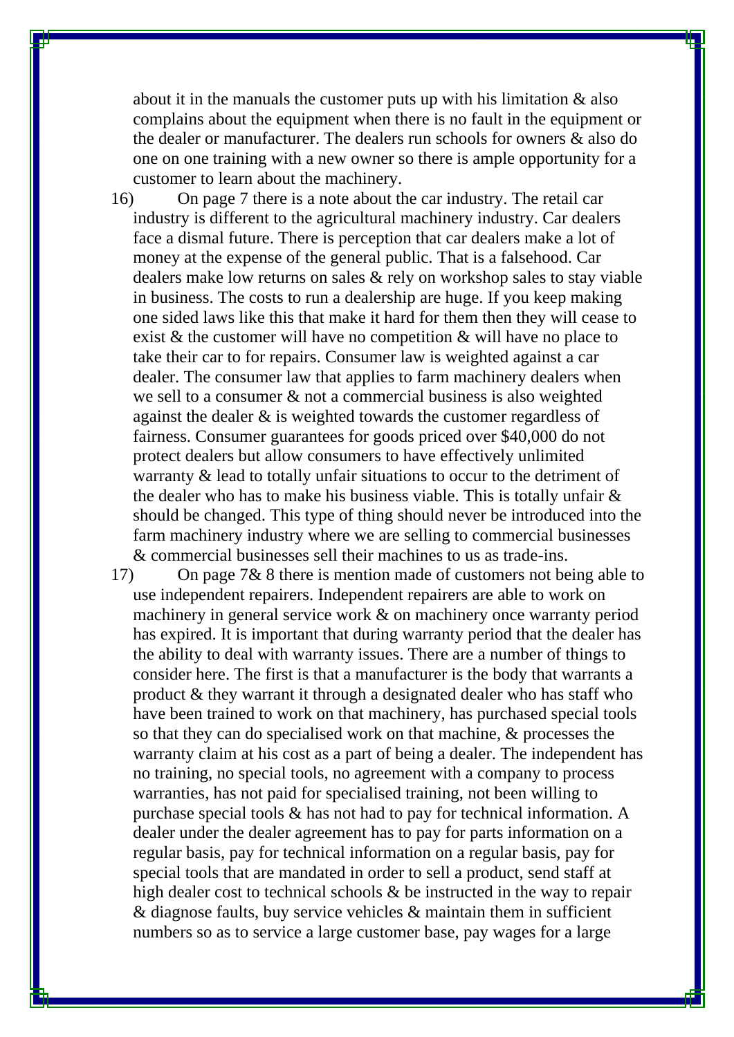about it in the manuals the customer puts up with his limitation & also complains about the equipment when there is no fault in the equipment or the dealer or manufacturer. The dealers run schools for owners & also do one on one training with a new owner so there is ample opportunity for a customer to learn about the machinery.

16) On page 7 there is a note about the car industry. The retail car industry is different to the agricultural machinery industry. Car dealers face a dismal future. There is perception that car dealers make a lot of money at the expense of the general public. That is a falsehood. Car dealers make low returns on sales & rely on workshop sales to stay viable in business. The costs to run a dealership are huge. If you keep making one sided laws like this that make it hard for them then they will cease to exist & the customer will have no competition & will have no place to take their car to for repairs. Consumer law is weighted against a car dealer. The consumer law that applies to farm machinery dealers when we sell to a consumer & not a commercial business is also weighted against the dealer & is weighted towards the customer regardless of fairness. Consumer guarantees for goods priced over $40,000 do not protect dealers but allow consumers to have effectively unlimited warranty & lead to totally unfair situations to occur to the detriment of the dealer who has to make his business viable. This is totally unfair & should be changed. This type of thing should never be introduced into the farm machinery industry where we are selling to commercial businesses & commercial businesses sell their machines to us as trade-ins.

17) On page 7& 8 there is mention made of customers not being able to use independent repairers. Independent repairers are able to work on machinery in general service work & on machinery once warranty period has expired. It is important that during warranty period that the dealer has the ability to deal with warranty issues. There are a number of things to consider here. The first is that a manufacturer is the body that warrants a product & they warrant it through a designated dealer who has staff who have been trained to work on that machinery, has purchased special tools so that they can do specialised work on that machine, & processes the warranty claim at his cost as a part of being a dealer. The independent has no training, no special tools, no agreement with a company to process warranties, has not paid for specialised training, not been willing to purchase special tools & has not had to pay for technical information. A dealer under the dealer agreement has to pay for parts information on a regular basis, pay for technical information on a regular basis, pay for special tools that are mandated in order to sell a product, send staff at high dealer cost to technical schools & be instructed in the way to repair & diagnose faults, buy service vehicles & maintain them in sufficient numbers so as to service a large customer base, pay wages for a large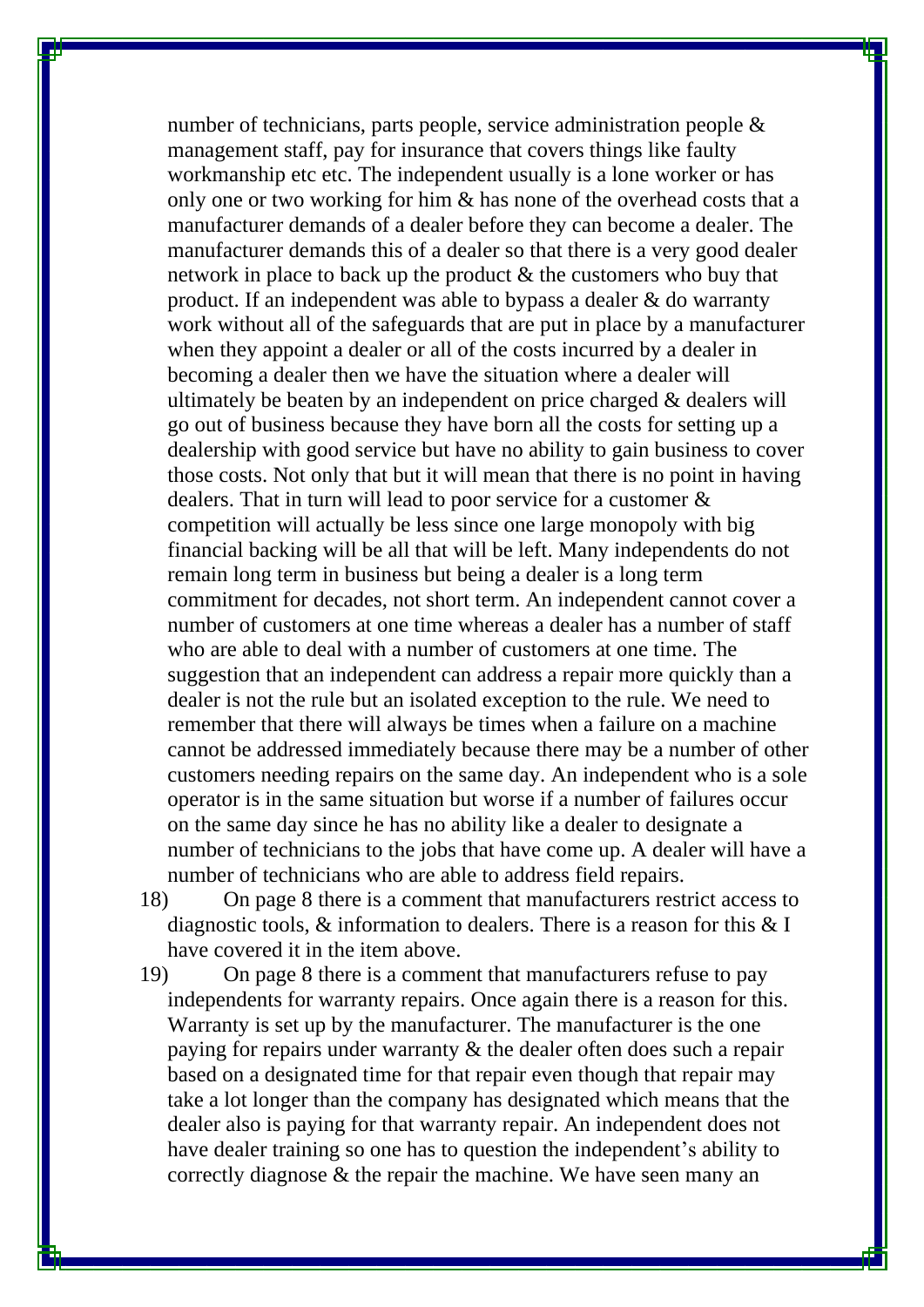number of technicians, parts people, service administration people & management staff, pay for insurance that covers things like faulty workmanship etc etc. The independent usually is a lone worker or has only one or two working for him & has none of the overhead costs that a manufacturer demands of a dealer before they can become a dealer. The manufacturer demands this of a dealer so that there is a very good dealer network in place to back up the product & the customers who buy that product. If an independent was able to bypass a dealer & do warranty work without all of the safeguards that are put in place by a manufacturer when they appoint a dealer or all of the costs incurred by a dealer in becoming a dealer then we have the situation where a dealer will ultimately be beaten by an independent on price charged & dealers will go out of business because they have born all the costs for setting up a dealership with good service but have no ability to gain business to cover those costs. Not only that but it will mean that there is no point in having dealers. That in turn will lead to poor service for a customer & competition will actually be less since one large monopoly with big financial backing will be all that will be left. Many independents do not remain long term in business but being a dealer is a long term commitment for decades, not short term. An independent cannot cover a number of customers at one time whereas a dealer has a number of staff who are able to deal with a number of customers at one time. The suggestion that an independent can address a repair more quickly than a dealer is not the rule but an isolated exception to the rule. We need to remember that there will always be times when a failure on a machine cannot be addressed immediately because there may be a number of other customers needing repairs on the same day. An independent who is a sole operator is in the same situation but worse if a number of failures occur on the same day since he has no ability like a dealer to designate a number of technicians to the jobs that have come up. A dealer will have a number of technicians who are able to address field repairs.

18) On page 8 there is a comment that manufacturers restrict access to diagnostic tools, & information to dealers. There is a reason for this & I have covered it in the item above.

19) On page 8 there is a comment that manufacturers refuse to pay independents for warranty repairs. Once again there is a reason for this. Warranty is set up by the manufacturer. The manufacturer is the one paying for repairs under warranty & the dealer often does such a repair based on a designated time for that repair even though that repair may take a lot longer than the company has designated which means that the dealer also is paying for that warranty repair. An independent does not have dealer training so one has to question the independent's ability to correctly diagnose & the repair the machine. We have seen many an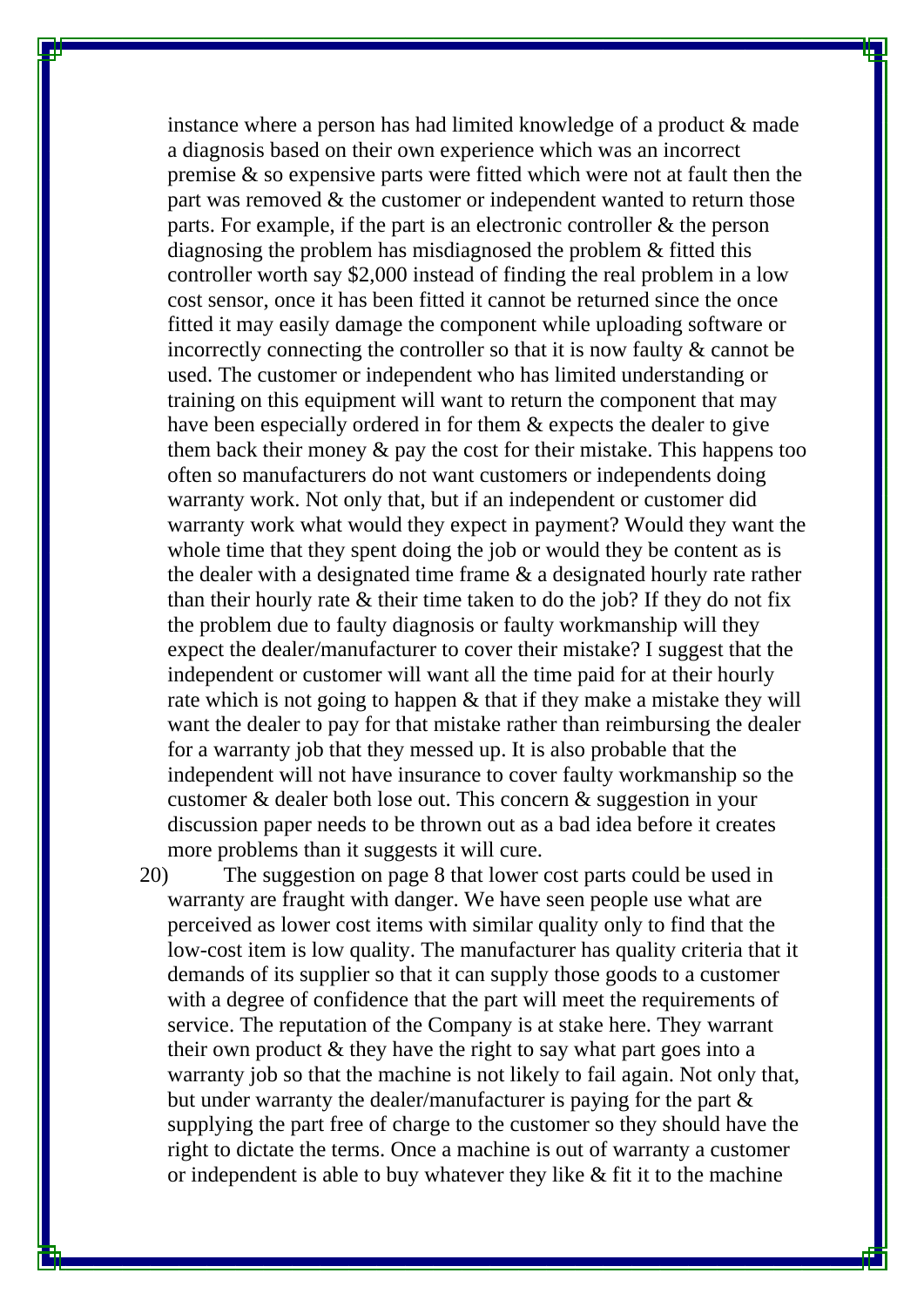instance where a person has had limited knowledge of a product & made a diagnosis based on their own experience which was an incorrect premise & so expensive parts were fitted which were not at fault then the part was removed & the customer or independent wanted to return those parts. For example, if the part is an electronic controller & the person diagnosing the problem has misdiagnosed the problem & fitted this controller worth say $2,000 instead of finding the real problem in a low cost sensor, once it has been fitted it cannot be returned since the once fitted it may easily damage the component while uploading software or incorrectly connecting the controller so that it is now faulty & cannot be used. The customer or independent who has limited understanding or training on this equipment will want to return the component that may have been especially ordered in for them & expects the dealer to give them back their money & pay the cost for their mistake. This happens too often so manufacturers do not want customers or independents doing warranty work. Not only that, but if an independent or customer did warranty work what would they expect in payment? Would they want the whole time that they spent doing the job or would they be content as is the dealer with a designated time frame & a designated hourly rate rather than their hourly rate & their time taken to do the job? If they do not fix the problem due to faulty diagnosis or faulty workmanship will they expect the dealer/manufacturer to cover their mistake? I suggest that the independent or customer will want all the time paid for at their hourly rate which is not going to happen & that if they make a mistake they will want the dealer to pay for that mistake rather than reimbursing the dealer for a warranty job that they messed up. It is also probable that the independent will not have insurance to cover faulty workmanship so the customer & dealer both lose out. This concern & suggestion in your discussion paper needs to be thrown out as a bad idea before it creates more problems than it suggests it will cure.

20) The suggestion on page 8 that lower cost parts could be used in warranty are fraught with danger. We have seen people use what are perceived as lower cost items with similar quality only to find that the low-cost item is low quality. The manufacturer has quality criteria that it demands of its supplier so that it can supply those goods to a customer with a degree of confidence that the part will meet the requirements of service. The reputation of the Company is at stake here. They warrant their own product & they have the right to say what part goes into a warranty job so that the machine is not likely to fail again. Not only that, but under warranty the dealer/manufacturer is paying for the part & supplying the part free of charge to the customer so they should have the right to dictate the terms. Once a machine is out of warranty a customer or independent is able to buy whatever they like & fit it to the machine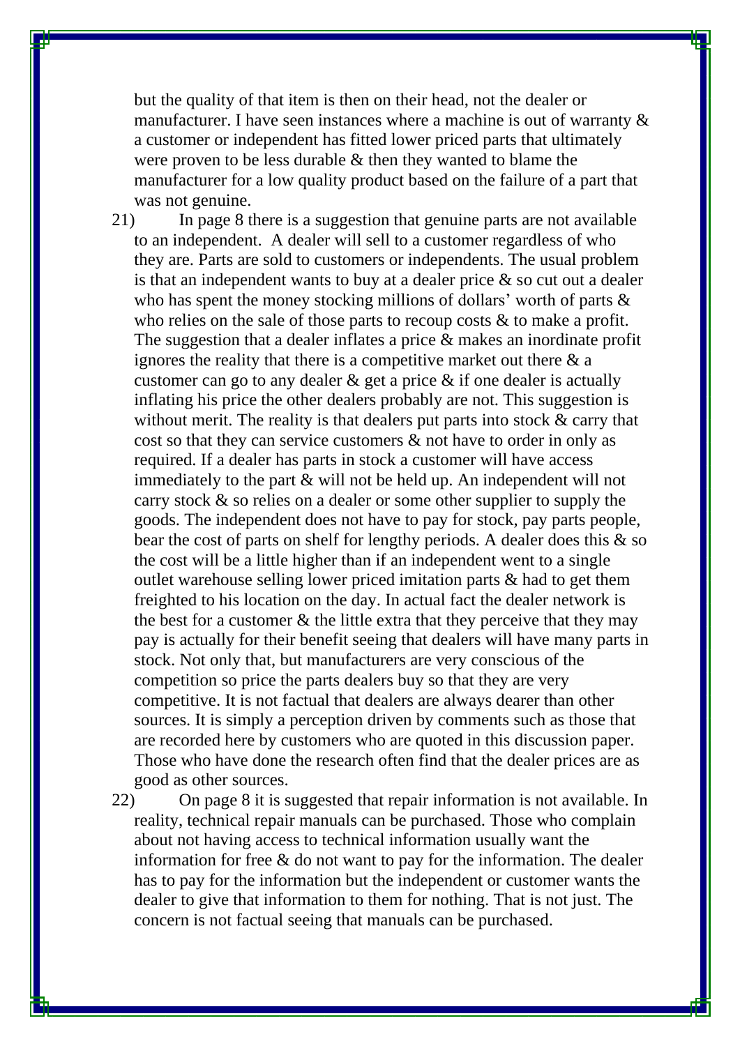but the quality of that item is then on their head, not the dealer or manufacturer. I have seen instances where a machine is out of warranty & a customer or independent has fitted lower priced parts that ultimately were proven to be less durable & then they wanted to blame the manufacturer for a low quality product based on the failure of a part that was not genuine.

21) In page 8 there is a suggestion that genuine parts are not available to an independent. A dealer will sell to a customer regardless of who they are. Parts are sold to customers or independents. The usual problem is that an independent wants to buy at a dealer price & so cut out a dealer who has spent the money stocking millions of dollars' worth of parts & who relies on the sale of those parts to recoup costs & to make a profit. The suggestion that a dealer inflates a price & makes an inordinate profit ignores the reality that there is a competitive market out there & a customer can go to any dealer & get a price & if one dealer is actually inflating his price the other dealers probably are not. This suggestion is without merit. The reality is that dealers put parts into stock & carry that cost so that they can service customers & not have to order in only as required. If a dealer has parts in stock a customer will have access immediately to the part & will not be held up. An independent will not carry stock & so relies on a dealer or some other supplier to supply the goods. The independent does not have to pay for stock, pay parts people, bear the cost of parts on shelf for lengthy periods. A dealer does this & so the cost will be a little higher than if an independent went to a single outlet warehouse selling lower priced imitation parts & had to get them freighted to his location on the day. In actual fact the dealer network is the best for a customer & the little extra that they perceive that they may pay is actually for their benefit seeing that dealers will have many parts in stock. Not only that, but manufacturers are very conscious of the competition so price the parts dealers buy so that they are very competitive. It is not factual that dealers are always dearer than other sources. It is simply a perception driven by comments such as those that are recorded here by customers who are quoted in this discussion paper. Those who have done the research often find that the dealer prices are as good as other sources.

22) On page 8 it is suggested that repair information is not available. In reality, technical repair manuals can be purchased. Those who complain about not having access to technical information usually want the information for free & do not want to pay for the information. The dealer has to pay for the information but the independent or customer wants the dealer to give that information to them for nothing. That is not just. The concern is not factual seeing that manuals can be purchased.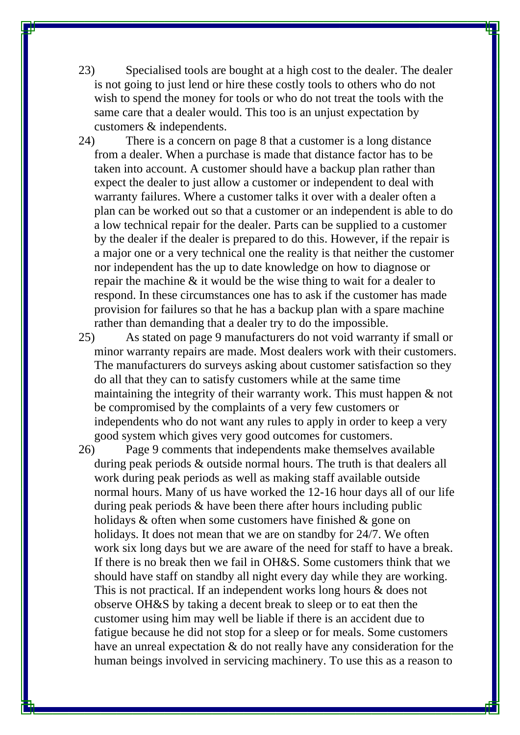23) Specialised tools are bought at a high cost to the dealer. The dealer is not going to just lend or hire these costly tools to others who do not wish to spend the money for tools or who do not treat the tools with the same care that a dealer would. This too is an unjust expectation by customers & independents.

24) There is a concern on page 8 that a customer is a long distance from a dealer. When a purchase is made that distance factor has to be taken into account. A customer should have a backup plan rather than expect the dealer to just allow a customer or independent to deal with warranty failures. Where a customer talks it over with a dealer often a plan can be worked out so that a customer or an independent is able to do a low technical repair for the dealer. Parts can be supplied to a customer by the dealer if the dealer is prepared to do this. However, if the repair is a major one or a very technical one the reality is that neither the customer nor independent has the up to date knowledge on how to diagnose or repair the machine & it would be the wise thing to wait for a dealer to respond. In these circumstances one has to ask if the customer has made provision for failures so that he has a backup plan with a spare machine rather than demanding that a dealer try to do the impossible.

25) As stated on page 9 manufacturers do not void warranty if small or minor warranty repairs are made. Most dealers work with their customers. The manufacturers do surveys asking about customer satisfaction so they do all that they can to satisfy customers while at the same time maintaining the integrity of their warranty work. This must happen & not be compromised by the complaints of a very few customers or independents who do not want any rules to apply in order to keep a very good system which gives very good outcomes for customers.

26) Page 9 comments that independents make themselves available during peak periods & outside normal hours. The truth is that dealers all work during peak periods as well as making staff available outside normal hours. Many of us have worked the 12-16 hour days all of our life during peak periods & have been there after hours including public holidays & often when some customers have finished & gone on holidays. It does not mean that we are on standby for 24/7. We often work six long days but we are aware of the need for staff to have a break. If there is no break then we fail in OH&S. Some customers think that we should have staff on standby all night every day while they are working. This is not practical. If an independent works long hours & does not observe OH&S by taking a decent break to sleep or to eat then the customer using him may well be liable if there is an accident due to fatigue because he did not stop for a sleep or for meals. Some customers have an unreal expectation & do not really have any consideration for the human beings involved in servicing machinery. To use this as a reason to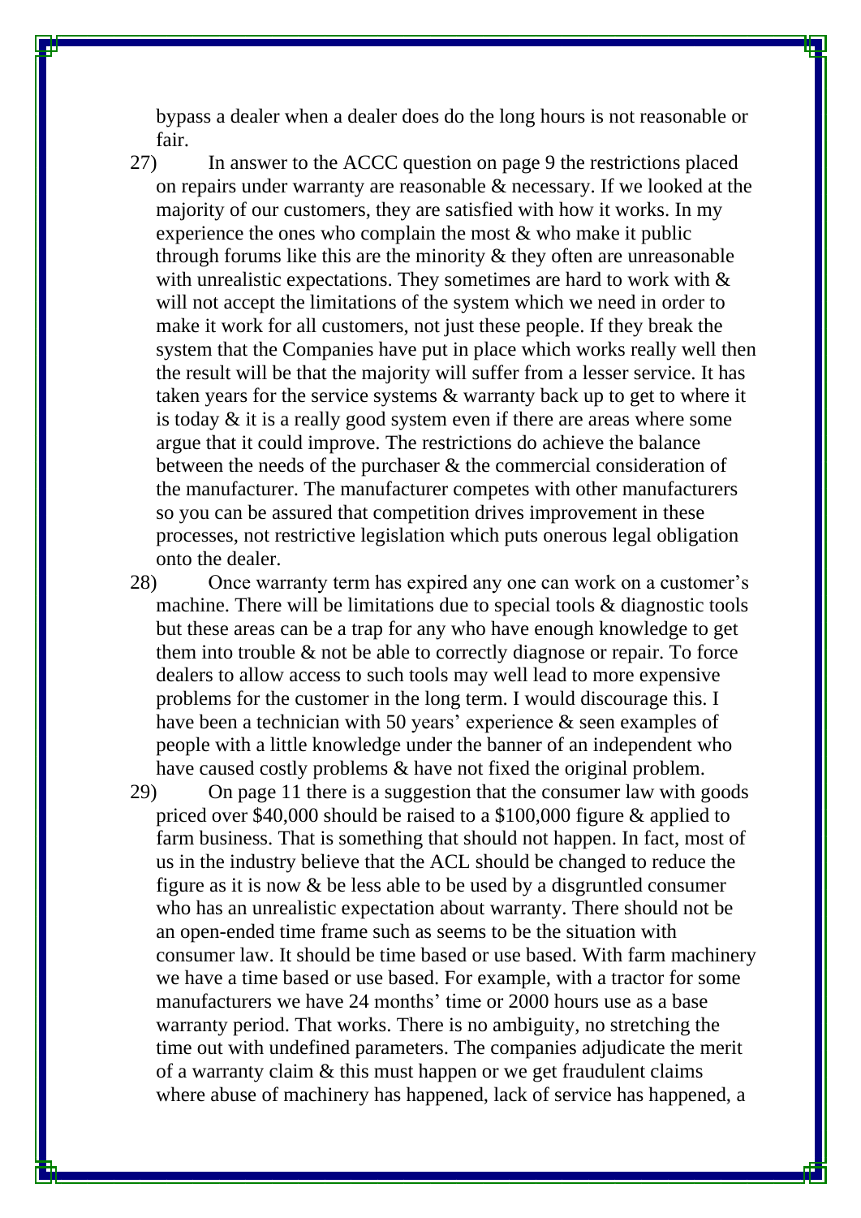bypass a dealer when a dealer does do the long hours is not reasonable or fair.

27) In answer to the ACCC question on page 9 the restrictions placed on repairs under warranty are reasonable & necessary. If we looked at the majority of our customers, they are satisfied with how it works. In my experience the ones who complain the most & who make it public through forums like this are the minority & they often are unreasonable with unrealistic expectations. They sometimes are hard to work with & will not accept the limitations of the system which we need in order to make it work for all customers, not just these people. If they break the system that the Companies have put in place which works really well then the result will be that the majority will suffer from a lesser service. It has taken years for the service systems & warranty back up to get to where it is today & it is a really good system even if there are areas where some argue that it could improve. The restrictions do achieve the balance between the needs of the purchaser & the commercial consideration of the manufacturer. The manufacturer competes with other manufacturers so you can be assured that competition drives improvement in these processes, not restrictive legislation which puts onerous legal obligation onto the dealer.

28) Once warranty term has expired any one can work on a customer's machine. There will be limitations due to special tools & diagnostic tools but these areas can be a trap for any who have enough knowledge to get them into trouble & not be able to correctly diagnose or repair. To force dealers to allow access to such tools may well lead to more expensive problems for the customer in the long term. I would discourage this. I have been a technician with 50 years' experience & seen examples of people with a little knowledge under the banner of an independent who have caused costly problems & have not fixed the original problem.

29) On page 11 there is a suggestion that the consumer law with goods priced over $40,000 should be raised to a $100,000 figure & applied to farm business. That is something that should not happen. In fact, most of us in the industry believe that the ACL should be changed to reduce the figure as it is now & be less able to be used by a disgruntled consumer who has an unrealistic expectation about warranty. There should not be an open-ended time frame such as seems to be the situation with consumer law. It should be time based or use based. With farm machinery we have a time based or use based. For example, with a tractor for some manufacturers we have 24 months' time or 2000 hours use as a base warranty period. That works. There is no ambiguity, no stretching the time out with undefined parameters. The companies adjudicate the merit of a warranty claim & this must happen or we get fraudulent claims where abuse of machinery has happened, lack of service has happened, a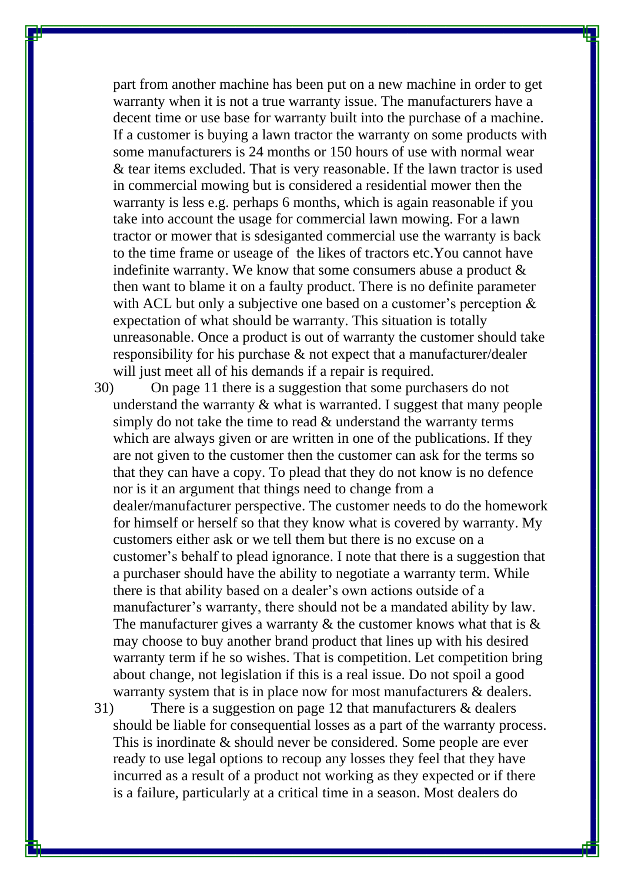part from another machine has been put on a new machine in order to get warranty when it is not a true warranty issue. The manufacturers have a decent time or use base for warranty built into the purchase of a machine. If a customer is buying a lawn tractor the warranty on some products with some manufacturers is 24 months or 150 hours of use with normal wear & tear items excluded. That is very reasonable. If the lawn tractor is used in commercial mowing but is considered a residential mower then the warranty is less e.g. perhaps 6 months, which is again reasonable if you take into account the usage for commercial lawn mowing. For a lawn tractor or mower that is sdesiganted commercial use the warranty is back to the time frame or useage of the likes of tractors etc.You cannot have indefinite warranty. We know that some consumers abuse a product & then want to blame it on a faulty product. There is no definite parameter with ACL but only a subjective one based on a customer's perception & expectation of what should be warranty. This situation is totally unreasonable. Once a product is out of warranty the customer should take responsibility for his purchase & not expect that a manufacturer/dealer will just meet all of his demands if a repair is required.

30) On page 11 there is a suggestion that some purchasers do not understand the warranty & what is warranted. I suggest that many people simply do not take the time to read & understand the warranty terms which are always given or are written in one of the publications. If they are not given to the customer then the customer can ask for the terms so that they can have a copy. To plead that they do not know is no defence nor is it an argument that things need to change from a dealer/manufacturer perspective. The customer needs to do the homework for himself or herself so that they know what is covered by warranty. My customers either ask or we tell them but there is no excuse on a customer's behalf to plead ignorance. I note that there is a suggestion that a purchaser should have the ability to negotiate a warranty term. While there is that ability based on a dealer's own actions outside of a manufacturer's warranty, there should not be a mandated ability by law. The manufacturer gives a warranty & the customer knows what that is & may choose to buy another brand product that lines up with his desired warranty term if he so wishes. That is competition. Let competition bring about change, not legislation if this is a real issue. Do not spoil a good warranty system that is in place now for most manufacturers & dealers.

31) There is a suggestion on page 12 that manufacturers & dealers should be liable for consequential losses as a part of the warranty process. This is inordinate & should never be considered. Some people are ever ready to use legal options to recoup any losses they feel that they have incurred as a result of a product not working as they expected or if there is a failure, particularly at a critical time in a season. Most dealers do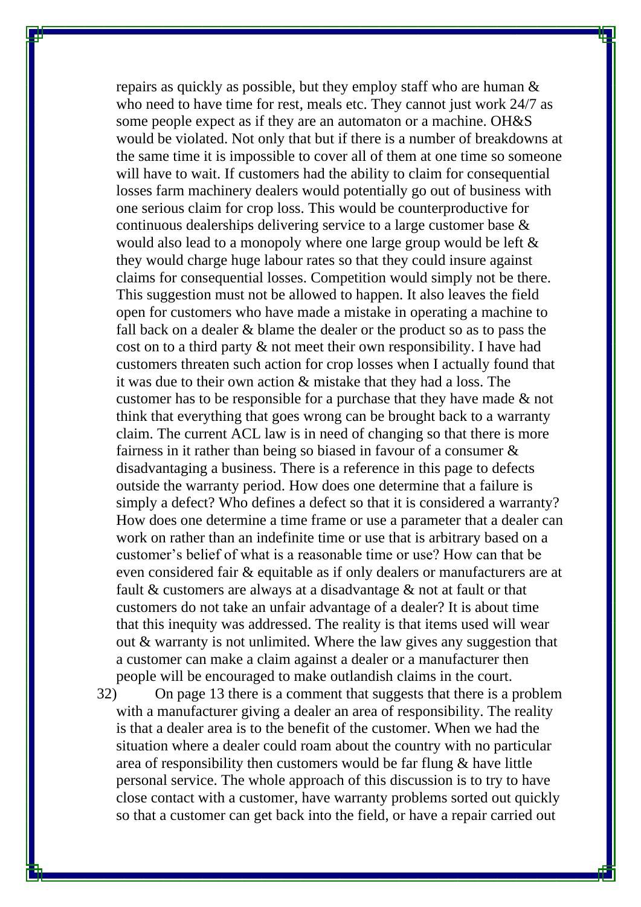repairs as quickly as possible, but they employ staff who are human & who need to have time for rest, meals etc. They cannot just work 24/7 as some people expect as if they are an automaton or a machine. OH&S would be violated. Not only that but if there is a number of breakdowns at the same time it is impossible to cover all of them at one time so someone will have to wait. If customers had the ability to claim for consequential losses farm machinery dealers would potentially go out of business with one serious claim for crop loss. This would be counterproductive for continuous dealerships delivering service to a large customer base & would also lead to a monopoly where one large group would be left & they would charge huge labour rates so that they could insure against claims for consequential losses. Competition would simply not be there. This suggestion must not be allowed to happen. It also leaves the field open for customers who have made a mistake in operating a machine to fall back on a dealer & blame the dealer or the product so as to pass the cost on to a third party & not meet their own responsibility. I have had customers threaten such action for crop losses when I actually found that it was due to their own action & mistake that they had a loss. The customer has to be responsible for a purchase that they have made & not think that everything that goes wrong can be brought back to a warranty claim. The current ACL law is in need of changing so that there is more fairness in it rather than being so biased in favour of a consumer & disadvantaging a business. There is a reference in this page to defects outside the warranty period. How does one determine that a failure is simply a defect? Who defines a defect so that it is considered a warranty? How does one determine a time frame or use a parameter that a dealer can work on rather than an indefinite time or use that is arbitrary based on a customer's belief of what is a reasonable time or use? How can that be even considered fair & equitable as if only dealers or manufacturers are at fault & customers are always at a disadvantage & not at fault or that customers do not take an unfair advantage of a dealer? It is about time that this inequity was addressed. The reality is that items used will wear out & warranty is not unlimited. Where the law gives any suggestion that a customer can make a claim against a dealer or a manufacturer then people will be encouraged to make outlandish claims in the court.

32) On page 13 there is a comment that suggests that there is a problem with a manufacturer giving a dealer an area of responsibility. The reality is that a dealer area is to the benefit of the customer. When we had the situation where a dealer could roam about the country with no particular area of responsibility then customers would be far flung & have little personal service. The whole approach of this discussion is to try to have close contact with a customer, have warranty problems sorted out quickly so that a customer can get back into the field, or have a repair carried out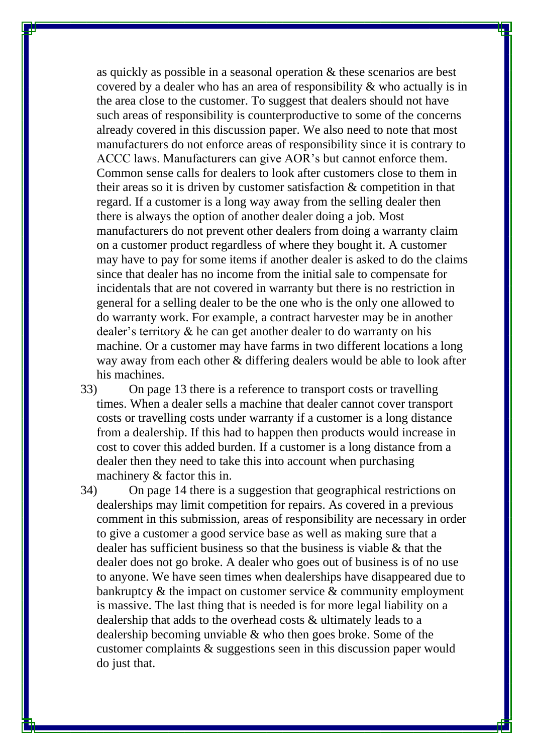as quickly as possible in a seasonal operation & these scenarios are best covered by a dealer who has an area of responsibility & who actually is in the area close to the customer. To suggest that dealers should not have such areas of responsibility is counterproductive to some of the concerns already covered in this discussion paper. We also need to note that most manufacturers do not enforce areas of responsibility since it is contrary to ACCC laws. Manufacturers can give AOR's but cannot enforce them. Common sense calls for dealers to look after customers close to them in their areas so it is driven by customer satisfaction & competition in that regard. If a customer is a long way away from the selling dealer then there is always the option of another dealer doing a job. Most manufacturers do not prevent other dealers from doing a warranty claim on a customer product regardless of where they bought it. A customer may have to pay for some items if another dealer is asked to do the claims since that dealer has no income from the initial sale to compensate for incidentals that are not covered in warranty but there is no restriction in general for a selling dealer to be the one who is the only one allowed to do warranty work. For example, a contract harvester may be in another dealer's territory & he can get another dealer to do warranty on his machine. Or a customer may have farms in two different locations a long way away from each other & differing dealers would be able to look after his machines.

33) On page 13 there is a reference to transport costs or travelling times. When a dealer sells a machine that dealer cannot cover transport costs or travelling costs under warranty if a customer is a long distance from a dealership. If this had to happen then products would increase in cost to cover this added burden. If a customer is a long distance from a dealer then they need to take this into account when purchasing machinery & factor this in.

34) On page 14 there is a suggestion that geographical restrictions on dealerships may limit competition for repairs. As covered in a previous comment in this submission, areas of responsibility are necessary in order to give a customer a good service base as well as making sure that a dealer has sufficient business so that the business is viable & that the dealer does not go broke. A dealer who goes out of business is of no use to anyone. We have seen times when dealerships have disappeared due to bankruptcy & the impact on customer service & community employment is massive. The last thing that is needed is for more legal liability on a dealership that adds to the overhead costs & ultimately leads to a dealership becoming unviable & who then goes broke. Some of the customer complaints & suggestions seen in this discussion paper would do just that.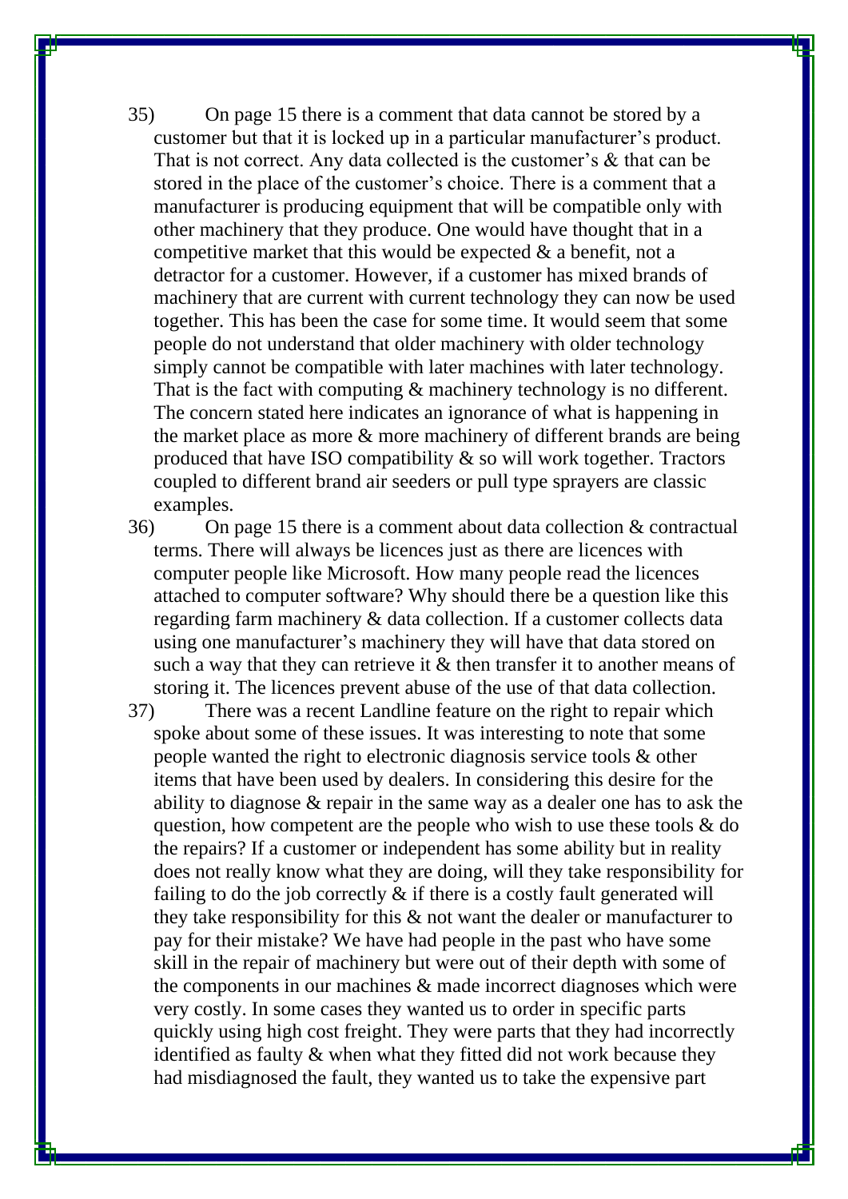35) On page 15 there is a comment that data cannot be stored by a customer but that it is locked up in a particular manufacturer's product. That is not correct. Any data collected is the customer's & that can be stored in the place of the customer's choice. There is a comment that a manufacturer is producing equipment that will be compatible only with other machinery that they produce. One would have thought that in a competitive market that this would be expected & a benefit, not a detractor for a customer. However, if a customer has mixed brands of machinery that are current with current technology they can now be used together. This has been the case for some time. It would seem that some people do not understand that older machinery with older technology simply cannot be compatible with later machines with later technology. That is the fact with computing & machinery technology is no different. The concern stated here indicates an ignorance of what is happening in the market place as more & more machinery of different brands are being produced that have ISO compatibility & so will work together. Tractors coupled to different brand air seeders or pull type sprayers are classic examples.

36) On page 15 there is a comment about data collection & contractual terms. There will always be licences just as there are licences with computer people like Microsoft. How many people read the licences attached to computer software? Why should there be a question like this regarding farm machinery & data collection. If a customer collects data using one manufacturer's machinery they will have that data stored on such a way that they can retrieve it & then transfer it to another means of storing it. The licences prevent abuse of the use of that data collection.

37) There was a recent Landline feature on the right to repair which spoke about some of these issues. It was interesting to note that some people wanted the right to electronic diagnosis service tools & other items that have been used by dealers. In considering this desire for the ability to diagnose & repair in the same way as a dealer one has to ask the question, how competent are the people who wish to use these tools & do the repairs? If a customer or independent has some ability but in reality does not really know what they are doing, will they take responsibility for failing to do the job correctly & if there is a costly fault generated will they take responsibility for this & not want the dealer or manufacturer to pay for their mistake? We have had people in the past who have some skill in the repair of machinery but were out of their depth with some of the components in our machines & made incorrect diagnoses which were very costly. In some cases they wanted us to order in specific parts quickly using high cost freight. They were parts that they had incorrectly identified as faulty & when what they fitted did not work because they had misdiagnosed the fault, they wanted us to take the expensive part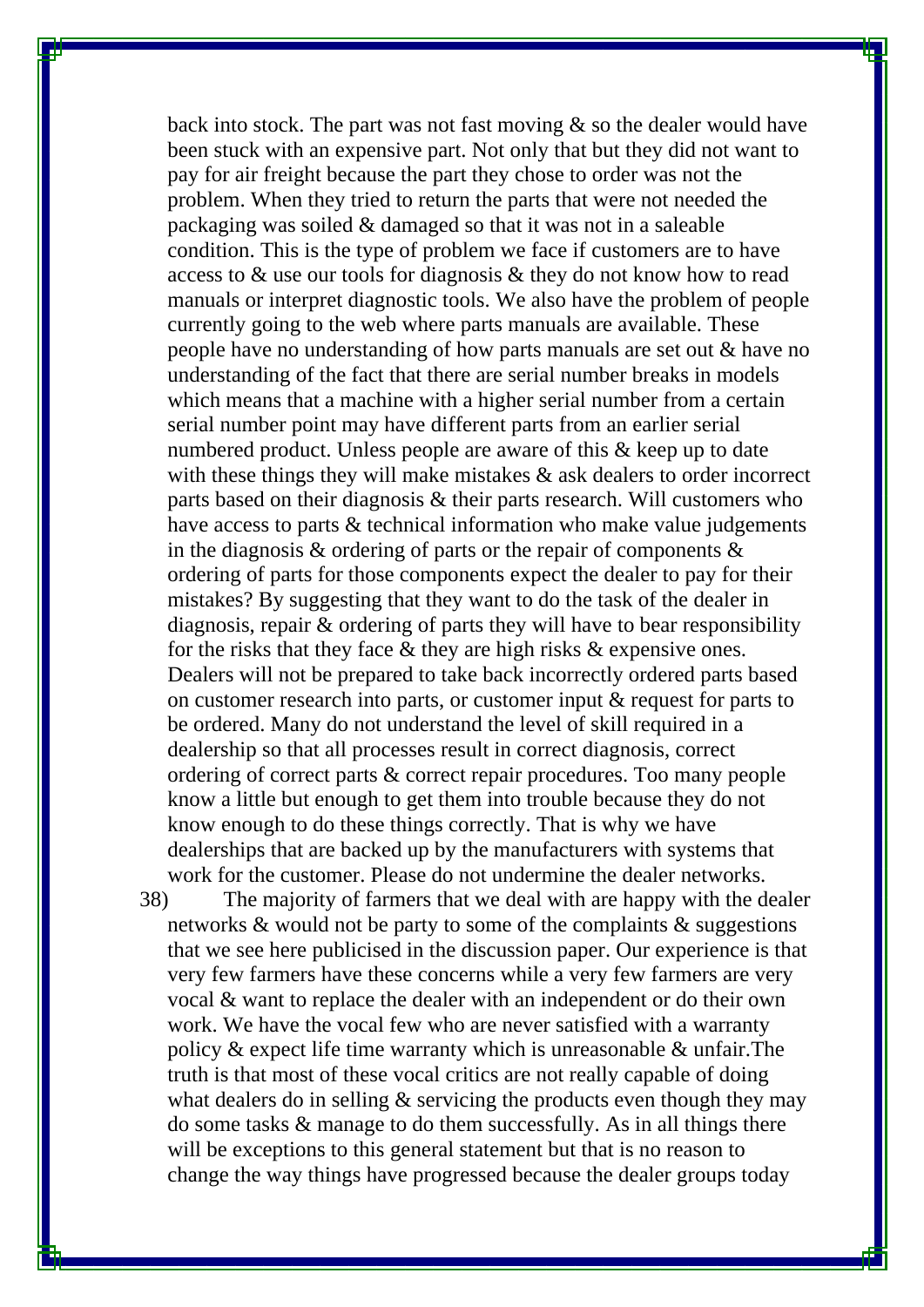back into stock. The part was not fast moving & so the dealer would have been stuck with an expensive part. Not only that but they did not want to pay for air freight because the part they chose to order was not the problem. When they tried to return the parts that were not needed the packaging was soiled & damaged so that it was not in a saleable condition. This is the type of problem we face if customers are to have access to & use our tools for diagnosis & they do not know how to read manuals or interpret diagnostic tools. We also have the problem of people currently going to the web where parts manuals are available. These people have no understanding of how parts manuals are set out & have no understanding of the fact that there are serial number breaks in models which means that a machine with a higher serial number from a certain serial number point may have different parts from an earlier serial numbered product. Unless people are aware of this & keep up to date with these things they will make mistakes & ask dealers to order incorrect parts based on their diagnosis & their parts research. Will customers who have access to parts & technical information who make value judgements in the diagnosis & ordering of parts or the repair of components & ordering of parts for those components expect the dealer to pay for their mistakes? By suggesting that they want to do the task of the dealer in diagnosis, repair & ordering of parts they will have to bear responsibility for the risks that they face & they are high risks & expensive ones. Dealers will not be prepared to take back incorrectly ordered parts based on customer research into parts, or customer input & request for parts to be ordered. Many do not understand the level of skill required in a dealership so that all processes result in correct diagnosis, correct ordering of correct parts & correct repair procedures. Too many people know a little but enough to get them into trouble because they do not know enough to do these things correctly. That is why we have dealerships that are backed up by the manufacturers with systems that work for the customer. Please do not undermine the dealer networks.

38) The majority of farmers that we deal with are happy with the dealer networks & would not be party to some of the complaints & suggestions that we see here publicised in the discussion paper. Our experience is that very few farmers have these concerns while a very few farmers are very vocal & want to replace the dealer with an independent or do their own work. We have the vocal few who are never satisfied with a warranty policy & expect life time warranty which is unreasonable & unfair.The truth is that most of these vocal critics are not really capable of doing what dealers do in selling & servicing the products even though they may do some tasks & manage to do them successfully. As in all things there will be exceptions to this general statement but that is no reason to change the way things have progressed because the dealer groups today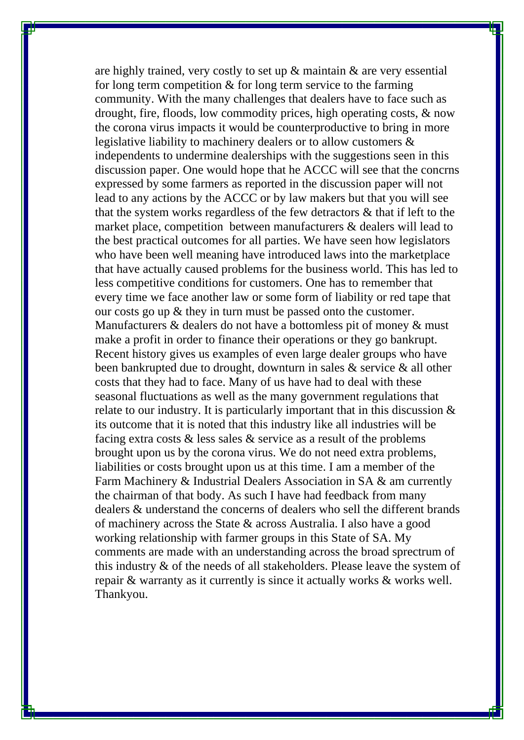are highly trained, very costly to set up & maintain & are very essential for long term competition & for long term service to the farming community. With the many challenges that dealers have to face such as drought, fire, floods, low commodity prices, high operating costs, & now the corona virus impacts it would be counterproductive to bring in more legislative liability to machinery dealers or to allow customers & independents to undermine dealerships with the suggestions seen in this discussion paper. One would hope that he ACCC will see that the concrns expressed by some farmers as reported in the discussion paper will not lead to any actions by the ACCC or by law makers but that you will see that the system works regardless of the few detractors & that if left to the market place, competition between manufacturers & dealers will lead to the best practical outcomes for all parties. We have seen how legislators who have been well meaning have introduced laws into the marketplace that have actually caused problems for the business world. This has led to less competitive conditions for customers. One has to remember that every time we face another law or some form of liability or red tape that our costs go up & they in turn must be passed onto the customer. Manufacturers & dealers do not have a bottomless pit of money & must make a profit in order to finance their operations or they go bankrupt. Recent history gives us examples of even large dealer groups who have been bankrupted due to drought, downturn in sales & service & all other costs that they had to face. Many of us have had to deal with these seasonal fluctuations as well as the many government regulations that relate to our industry. It is particularly important that in this discussion & its outcome that it is noted that this industry like all industries will be facing extra costs & less sales & service as a result of the problems brought upon us by the corona virus. We do not need extra problems, liabilities or costs brought upon us at this time. I am a member of the Farm Machinery & Industrial Dealers Association in SA & am currently the chairman of that body. As such I have had feedback from many dealers & understand the concerns of dealers who sell the different brands of machinery across the State & across Australia. I also have a good working relationship with farmer groups in this State of SA. My comments are made with an understanding across the broad sprectrum of this industry & of the needs of all stakeholders. Please leave the system of repair & warranty as it currently is since it actually works & works well. Thankyou.